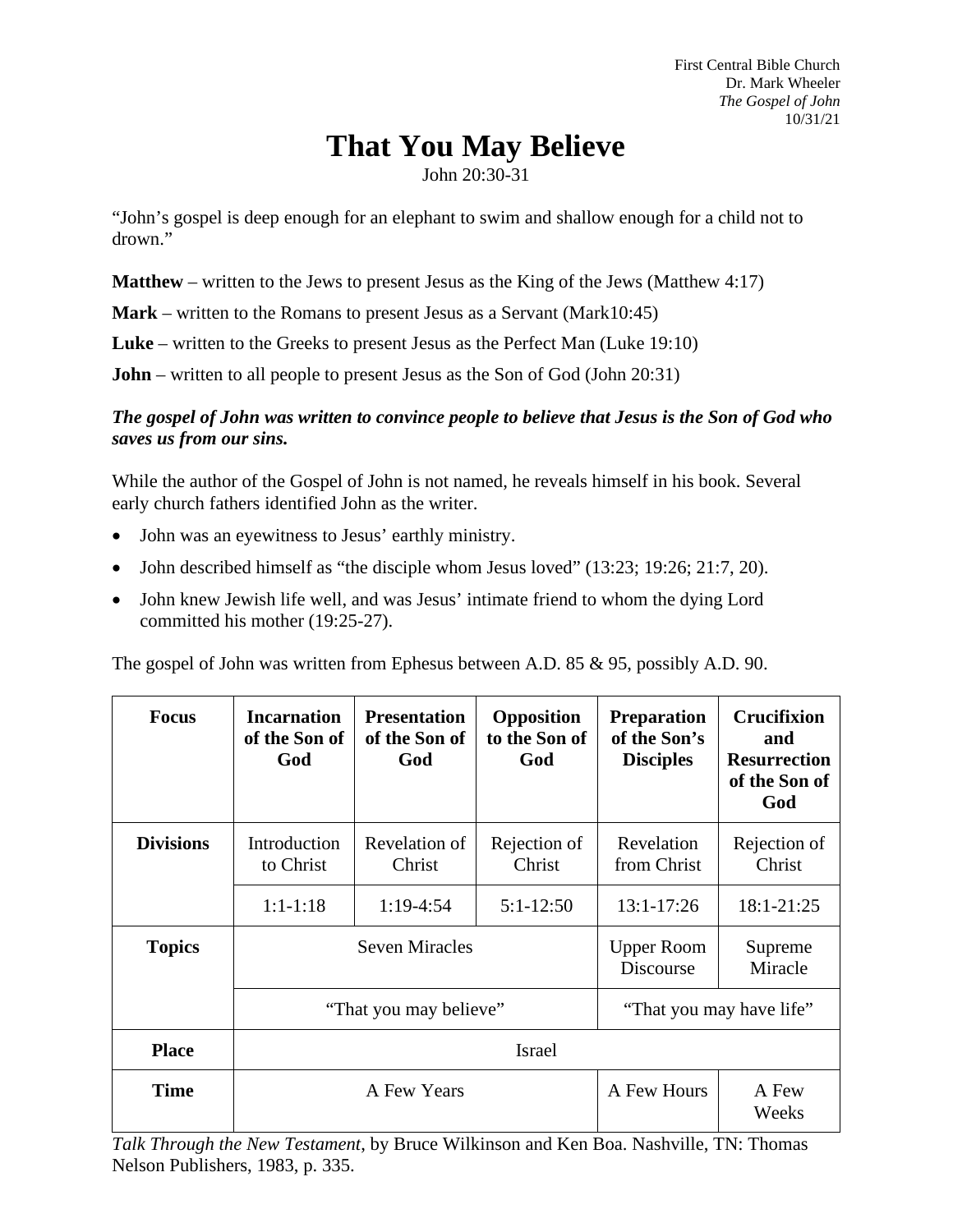First Central Bible Church
Dr. Mark Wheeler
*The Gospel of John*
10/31/21

# That You May Believe

John 20:30-31

"John's gospel is deep enough for an elephant to swim and shallow enough for a child not to drown."

**Matthew** – written to the Jews to present Jesus as the King of the Jews (Matthew 4:17)

**Mark** – written to the Romans to present Jesus as a Servant (Mark10:45)

**Luke** – written to the Greeks to present Jesus as the Perfect Man (Luke 19:10)

**John** – written to all people to present Jesus as the Son of God (John 20:31)

***The gospel of John was written to convince people to believe that Jesus is the Son of God who saves us from our sins.***

While the author of the Gospel of John is not named, he reveals himself in his book. Several early church fathers identified John as the writer.

- John was an eyewitness to Jesus' earthly ministry.
- John described himself as "the disciple whom Jesus loved" (13:23; 19:26; 21:7, 20).
- John knew Jewish life well, and was Jesus' intimate friend to whom the dying Lord committed his mother (19:25-27).

The gospel of John was written from Ephesus between A.D. 85 & 95, possibly A.D. 90.

| **Focus** | **Incarnation of the Son of God** | **Presentation of the Son of God** | **Opposition to the Son of God** | **Preparation of the Son's Disciples** | **Crucifixion and Resurrection of the Son of God** |
|---|---|---|---|---|---|
| **Divisions** | Introduction to Christ | Revelation of Christ | Rejection of Christ | Revelation from Christ | Rejection of Christ |
| | 1:1-1:18 | 1:19-4:54 | 5:1-12:50 | 13:1-17:26 | 18:1-21:25 |
| **Topics** | Seven Miracles | | | Upper Room Discourse | Supreme Miracle |
| | "That you may believe" | | | "That you may have life" | |
| **Place** | Israel | | | | |
| **Time** | A Few Years | | | A Few Hours | A Few Weeks |

*Talk Through the New Testament*, by Bruce Wilkinson and Ken Boa. Nashville, TN: Thomas Nelson Publishers, 1983, p. 335.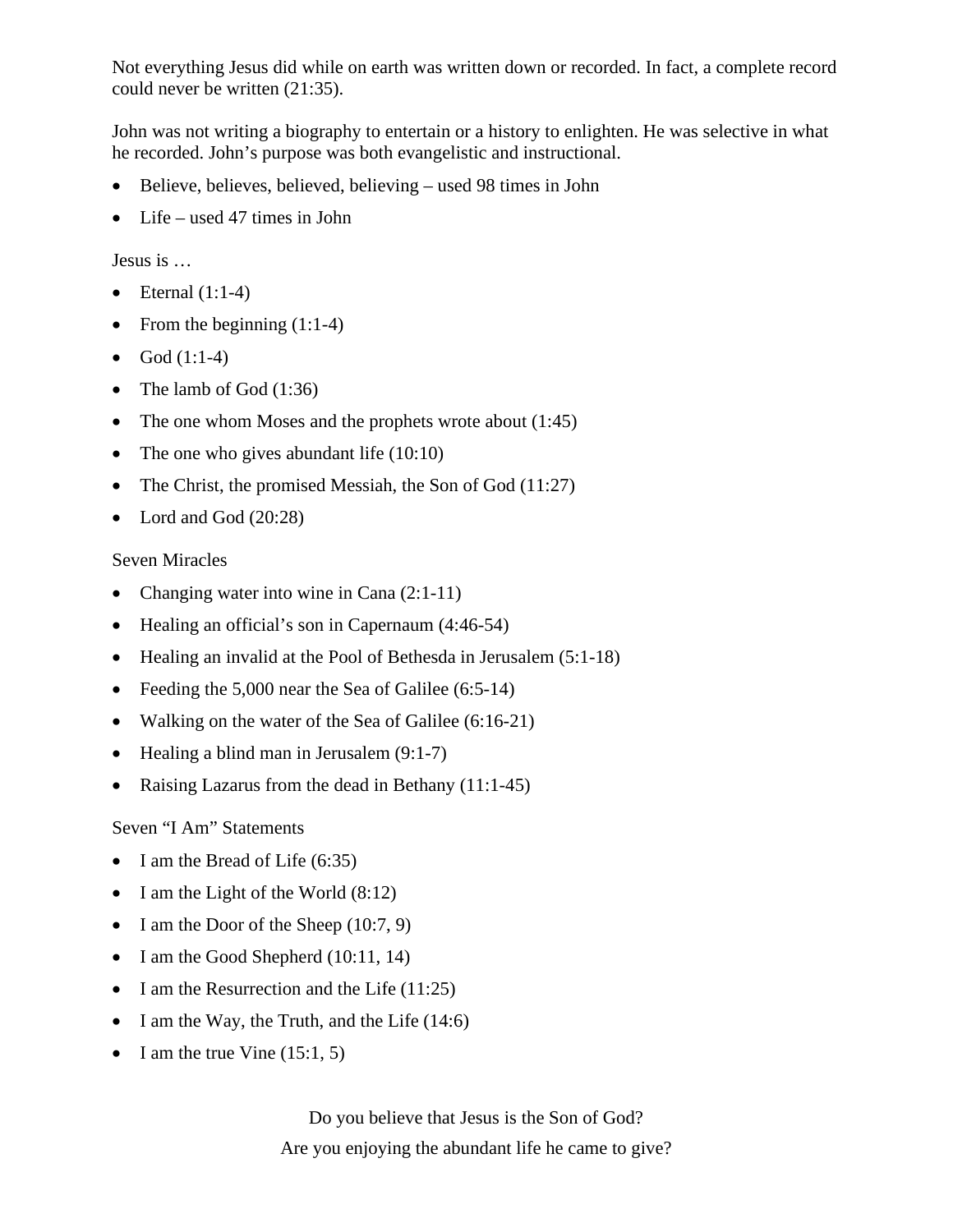Not everything Jesus did while on earth was written down or recorded. In fact, a complete record could never be written (21:35).

John was not writing a biography to entertain or a history to enlighten. He was selective in what he recorded. John's purpose was both evangelistic and instructional.

- Believe, believes, believed, believing – used 98 times in John
- Life – used 47 times in John

Jesus is …

- Eternal (1:1-4)
- From the beginning (1:1-4)
- God (1:1-4)
- The lamb of God (1:36)
- The one whom Moses and the prophets wrote about (1:45)
- The one who gives abundant life (10:10)
- The Christ, the promised Messiah, the Son of God (11:27)
- Lord and God (20:28)

Seven Miracles

- Changing water into wine in Cana (2:1-11)
- Healing an official's son in Capernaum (4:46-54)
- Healing an invalid at the Pool of Bethesda in Jerusalem (5:1-18)
- Feeding the 5,000 near the Sea of Galilee (6:5-14)
- Walking on the water of the Sea of Galilee (6:16-21)
- Healing a blind man in Jerusalem (9:1-7)
- Raising Lazarus from the dead in Bethany (11:1-45)

Seven "I Am" Statements

- I am the Bread of Life (6:35)
- I am the Light of the World (8:12)
- I am the Door of the Sheep (10:7, 9)
- I am the Good Shepherd (10:11, 14)
- I am the Resurrection and the Life (11:25)
- I am the Way, the Truth, and the Life (14:6)
- I am the true Vine (15:1, 5)

Do you believe that Jesus is the Son of God?

Are you enjoying the abundant life he came to give?